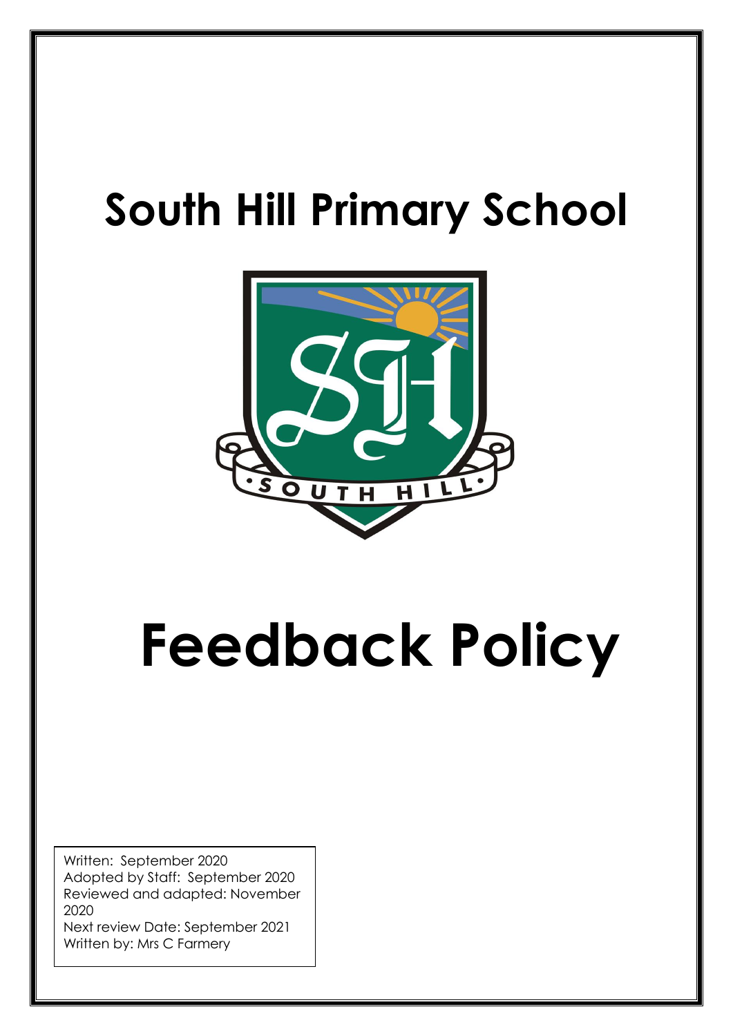# South Hill Primary School

# Feedback Policy

Written: September 2020
Adopted by Staff: September 2020
Reviewed and adapted: November 2020
Next review Date: September 2021
Written by: Mrs C Farmery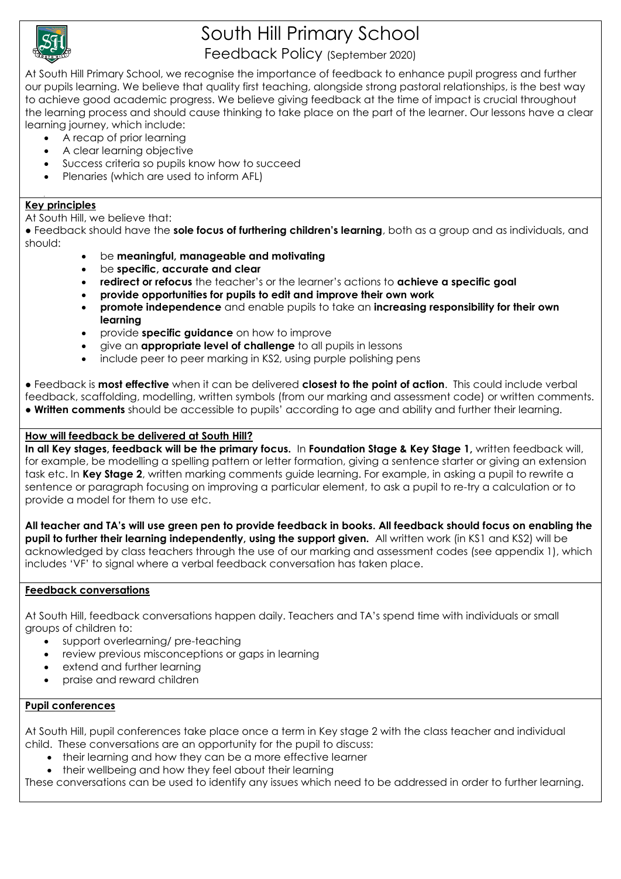# South Hill Primary School

## Feedback Policy (September 2020)

At South Hill Primary School, we recognise the importance of feedback to enhance pupil progress and further our pupils learning. We believe that quality first teaching, alongside strong pastoral relationships, is the best way to achieve good academic progress. We believe giving feedback at the time of impact is crucial throughout the learning process and should cause thinking to take place on the part of the learner. Our lessons have a clear learning journey, which include:

- A recap of prior learning
- A clear learning objective
- Success criteria so pupils know how to succeed
- Plenaries (which are used to inform AFL)

### Key principles

At South Hill, we believe that:

● Feedback should have the **sole focus of furthering children's learning**, both as a group and as individuals, and should:

- be **meaningful, manageable and motivating**
- be **specific, accurate and clear**
- **redirect or refocus** the teacher's or the learner's actions to **achieve a specific goal**
- **provide opportunities for pupils to edit and improve their own work**
- **promote independence** and enable pupils to take an **increasing responsibility for their own learning**
- provide **specific guidance** on how to improve
- give an **appropriate level of challenge** to all pupils in lessons
- include peer to peer marking in KS2, using purple polishing pens

● Feedback is **most effective** when it can be delivered **closest to the point of action**. This could include verbal feedback, scaffolding, modelling, written symbols (from our marking and assessment code) or written comments.

● **Written comments** should be accessible to pupils' according to age and ability and further their learning.

### How will feedback be delivered at South Hill?

**In all Key stages, feedback will be the primary focus.** In **Foundation Stage & Key Stage 1,** written feedback will, for example, be modelling a spelling pattern or letter formation, giving a sentence starter or giving an extension task etc. In **Key Stage 2**, written marking comments guide learning. For example, in asking a pupil to rewrite a sentence or paragraph focusing on improving a particular element, to ask a pupil to re-try a calculation or to provide a model for them to use etc.

**All teacher and TA's will use green pen to provide feedback in books. All feedback should focus on enabling the pupil to further their learning independently, using the support given.** All written work (in KS1 and KS2) will be acknowledged by class teachers through the use of our marking and assessment codes (see appendix 1), which includes 'VF' to signal where a verbal feedback conversation has taken place.

### Feedback conversations

At South Hill, feedback conversations happen daily. Teachers and TA's spend time with individuals or small groups of children to:

- support overlearning/ pre-teaching
- review previous misconceptions or gaps in learning
- extend and further learning
- praise and reward children

### Pupil conferences

At South Hill, pupil conferences take place once a term in Key stage 2 with the class teacher and individual child. These conversations are an opportunity for the pupil to discuss:

- their learning and how they can be a more effective learner
- their wellbeing and how they feel about their learning

These conversations can be used to identify any issues which need to be addressed in order to further learning.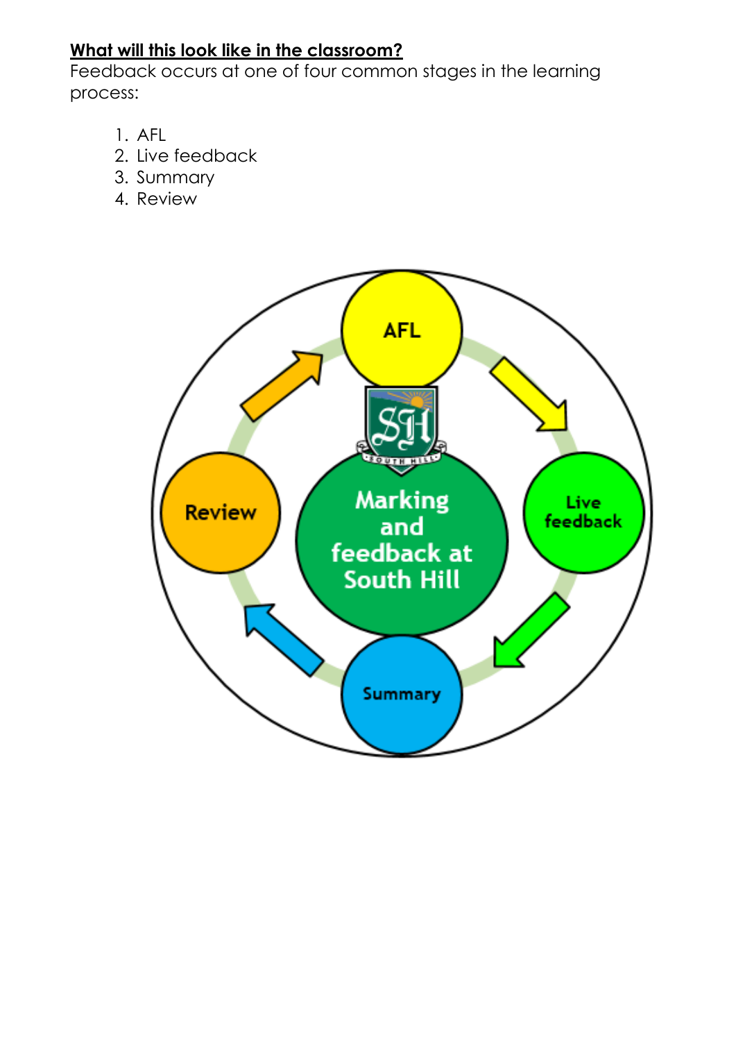**What will this look like in the classroom?**

Feedback occurs at one of four common stages in the learning process:

1. AFL
2. Live feedback
3. Summary
4. Review

AFL

Live feedback

Summary

Review

Marking and feedback at South Hill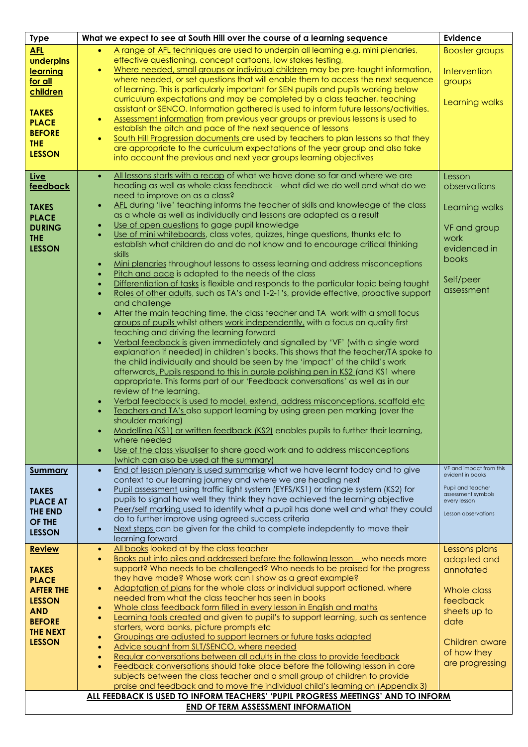| Type | What we expect to see at South Hill over the course of a learning sequence | Evidence |
|---|---|---|
| **AFL underpins learning for all children**<br><br>**TAKES PLACE BEFORE THE LESSON** | • A range of AFL techniques are used to underpin all learning e.g. mini plenaries, effective questioning, concept cartoons, low stakes testing,<br>• Where needed, small groups or individual children may be pre-taught information, where needed, or set questions that will enable them to access the next sequence of learning. This is particularly important for SEN pupils and pupils working below curriculum expectations and may be completed by a class teacher, teaching assistant or SENCO. Information gathered is used to inform future lessons/activities.<br>• Assessment information from previous year groups or previous lessons is used to establish the pitch and pace of the next sequence of lessons<br>• South Hill Progression documents are used by teachers to plan lessons so that they are appropriate to the curriculum expectations of the year group and also take into account the previous and next year groups learning objectives | Booster groups<br><br>Intervention groups<br><br>Learning walks |
| **Live feedback**<br><br>**TAKES PLACE DURING THE LESSON** | • All lessons starts with a recap of what we have done so far and where we are heading as well as whole class feedback – what did we do well and what do we need to improve on as a class?<br>• AFL during 'live' teaching informs the teacher of skills and knowledge of the class as a whole as well as individually and lessons are adapted as a result<br>• Use of open questions to gage pupil knowledge<br>• Use of mini whiteboards, class votes, quizzes, hinge questions, thunks etc to establish what children do and do not know and to encourage critical thinking skills<br>• Mini plenaries throughout lessons to assess learning and address misconceptions<br>• Pitch and pace is adapted to the needs of the class<br>• Differentiation of tasks is flexible and responds to the particular topic being taught<br>• Roles of other adults, such as TA's and 1-2-1's, provide effective, proactive support and challenge<br>• After the main teaching time, the class teacher and TA work with a small focus groups of pupils whilst others work independently, with a focus on quality first teaching and driving the learning forward<br>• Verbal feedback is given immediately and signalled by 'VF' (with a single word explanation if needed) in children's books. This shows that the teacher/TA spoke to the child individually and should be seen by the 'impact' of the child's work afterwards. Pupils respond to this in purple polishing pen in KS2 (and KS1 where appropriate. This forms part of our 'Feedback conversations' as well as in our review of the learning.<br>• Verbal feedback is used to model, extend, address misconceptions, scaffold etc<br>• Teachers and TA's also support learning by using green pen marking (over the shoulder marking)<br>• Modelling (KS1) or written feedback (KS2) enables pupils to further their learning, where needed<br>• Use of the class visualiser to share good work and to address misconceptions (which can also be used at the summary) | Lesson observations<br><br>Learning walks<br><br>VF and group work evidenced in books<br><br>Self/peer assessment |
| **Summary**<br><br>**TAKES PLACE AT THE END OF THE LESSON** | • End of lesson plenary is used summarise what we have learnt today and to give context to our learning journey and where we are heading next<br>• Pupil assessment using traffic light system (EYFS/KS1) or triangle system (KS2) for pupils to signal how well they think they have achieved the learning objective<br>• Peer/self marking used to identify what a pupil has done well and what they could do to further improve using agreed success criteria<br>• Next steps can be given for the child to complete indepdently to move their learning forward | VF and impact from this evident in books<br><br>Pupil and teacher assessment symbols every lesson<br><br>Lesson observations |
| **Review**<br><br>**TAKES PLACE AFTER THE LESSON AND BEFORE THE NEXT LESSON** | • All books looked at by the class teacher<br>• Books put into piles and addressed before the following lesson – who needs more support? Who needs to be challenged? Who needs to be praised for the progress they have made? Whose work can I show as a great example?<br>• Adaptation of plans for the whole class or individual support actioned, where needed from what the class teacher has seen in books<br>• Whole class feedback form filled in every lesson in English and maths<br>• Learning tools created and given to pupil's to support learning, such as sentence starters, word banks, picture prompts etc<br>• Groupings are adjusted to support learners or future tasks adapted<br>• Advice sought from SLT/SENCO, where needed<br>• Regular conversations between all adults in the class to provide feedback<br>• Feedback conversations should take place before the following lesson in core subjects between the class teacher and a small group of children to provide praise and feedback and to move the individual child's learning on (Appendix 3) | Lessons plans adapted and annotated<br><br>Whole class feedback sheets up to date<br><br>Children aware of how they are progressing |
| **ALL FEEDBACK IS USED TO INFORM TEACHERS' 'PUPIL PROGRESS MEETINGS' AND TO INFORM END OF TERM ASSESSMENT INFORMATION** | | |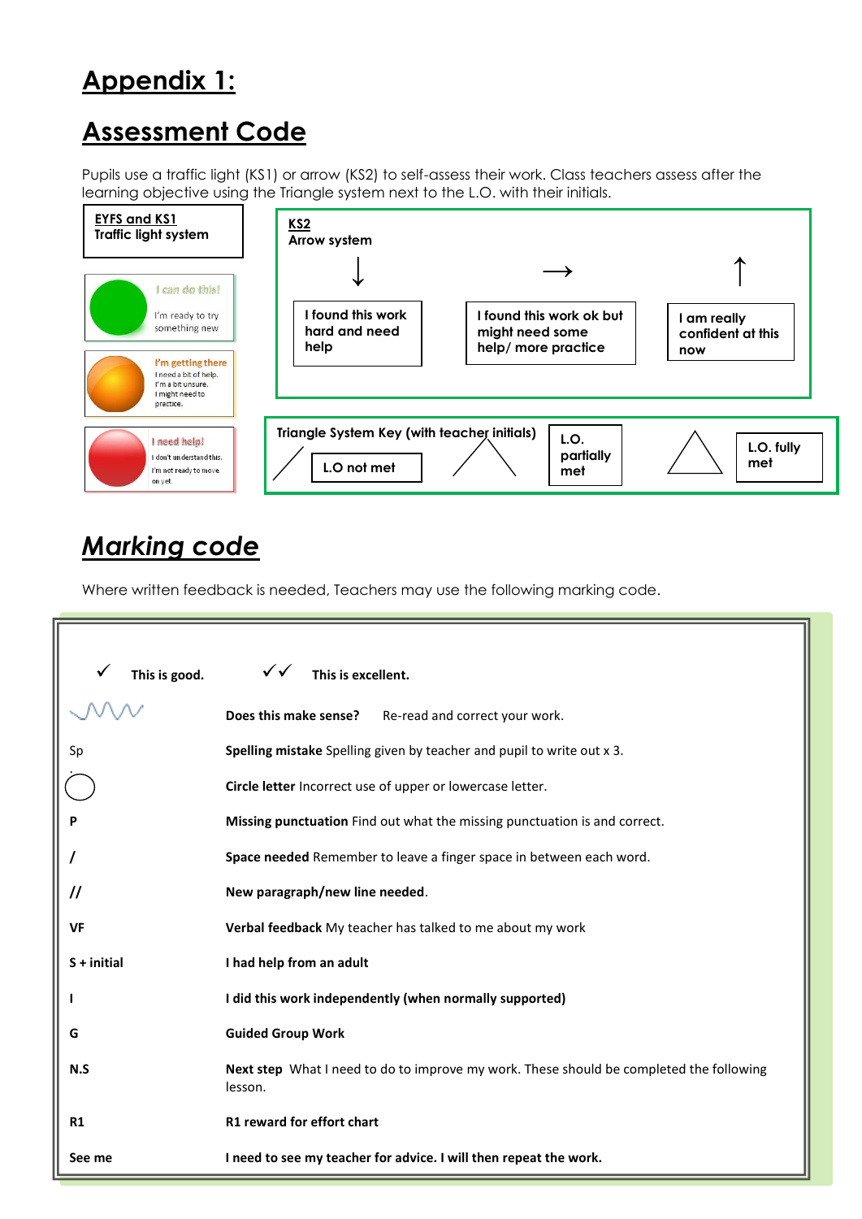# Appendix 1:

# Assessment Code

Pupils use a traffic light (KS1) or arrow (KS2) to self-assess their work. Class teachers assess after the learning objective using the Triangle system next to the L.O. with their initials.

**EYFS and KS1**
**Traffic light system**

- Green: **I can do this!** I'm ready to try something new
- Orange: **I'm getting there** I need a bit of help. I'm a bit unsure. I might need to practice.
- Red: **I need help!** I don't understand this. I'm not ready to move on yet.

**KS2**
**Arrow system**

| ↓ | → | ↑ |
|---|---|---|
| I found this work hard and need help | I found this work ok but might need some help/ more practice | I am really confident at this now |

**Triangle System Key (with teacher initials)**

| / | /\ | △ |
|---|---|---|
| L.O not met | L.O. partially met | L.O. fully met |

## *Marking code*

Where written feedback is needed, Teachers may use the following marking code.

| Code | Meaning |
|---|---|
| ✓ | **This is good.** |
| ✓✓ | **This is excellent.** |
| (wavy line) | **Does this make sense?** Re-read and correct your work. |
| Sp | **Spelling mistake** Spelling given by teacher and pupil to write out x 3. |
| ◯ | **Circle letter** Incorrect use of upper or lowercase letter. |
| **P** | **Missing punctuation** Find out what the missing punctuation is and correct. |
| **/** | **Space needed** Remember to leave a finger space in between each word. |
| **//** | **New paragraph/new line needed**. |
| **VF** | **Verbal feedback** My teacher has talked to me about my work |
| **S + initial** | **I had help from an adult** |
| **I** | **I did this work independently (when normally supported)** |
| **G** | **Guided Group Work** |
| **N.S** | **Next step** What I need to do to improve my work. These should be completed the following lesson. |
| **R1** | **R1 reward for effort chart** |
| **See me** | **I need to see my teacher for advice. I will then repeat the work.** |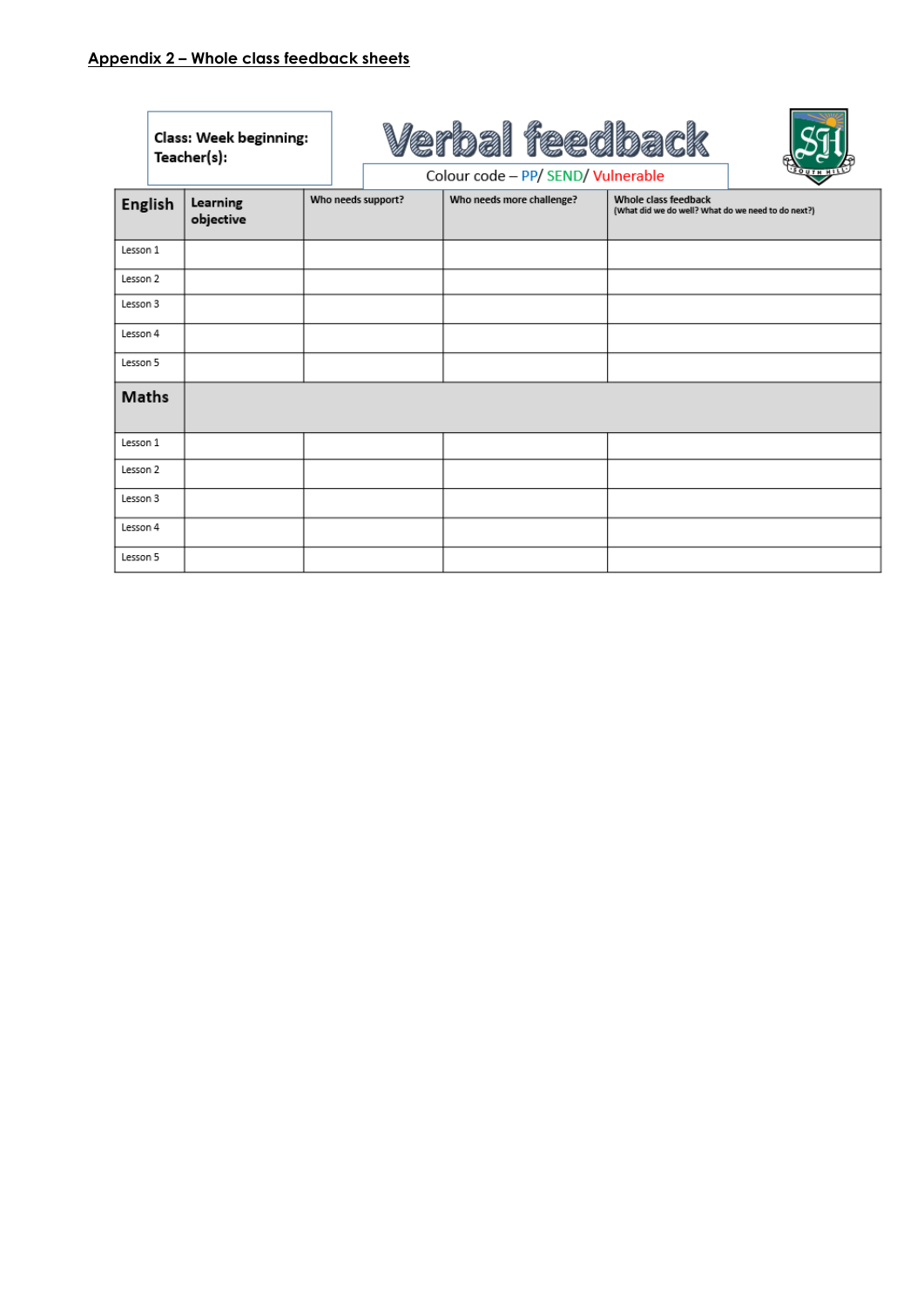## Appendix 2 – Whole class feedback sheets

Class: Week beginning:
Teacher(s):

# Verbal feedback

Colour code – PP/ SEND/ Vulnerable

| English | Learning objective | Who needs support? | Who needs more challenge? | Whole class feedback (What did we do well? What do we need to do next?) |
|---|---|---|---|---|
| Lesson 1 | | | | |
| Lesson 2 | | | | |
| Lesson 3 | | | | |
| Lesson 4 | | | | |
| Lesson 5 | | | | |
| **Maths** | | | | |
| Lesson 1 | | | | |
| Lesson 2 | | | | |
| Lesson 3 | | | | |
| Lesson 4 | | | | |
| Lesson 5 | | | | |